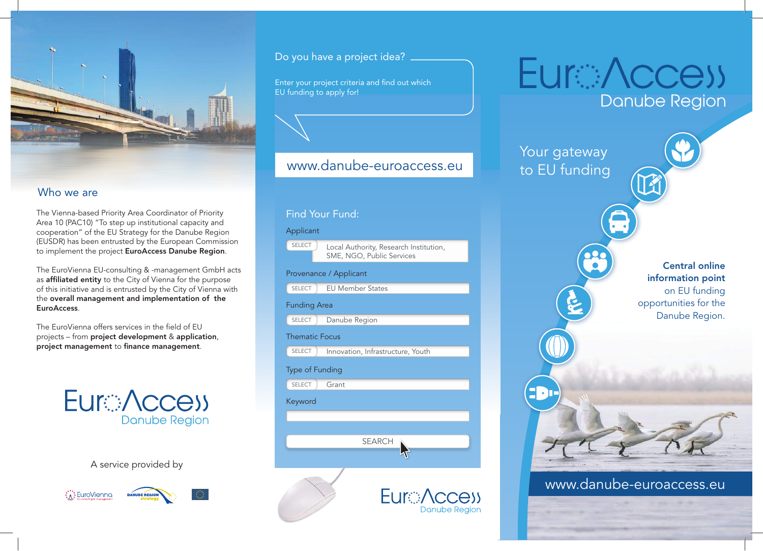## Who we are

The Vienna-based Priority Area Coordinator of Priority Area 10 (PAC10) "To step up institutional capacity and cooperation" of the EU Strategy for the Danube Region (EUSDR) has been entrusted by the European Commission to implement the project **EuroAccess Danube Region**.

The EuroVienna EU-consulting & -management GmbH acts as **affiliated entity** to the City of Vienna for the purpose of this initiative and is entrusted by the City of Vienna with the **overall management and implementation of the EuroAccess**.

The EuroVienna offers services in the field of EU projects – from **project development** & **application**, **project management** to **finance management**.

EuroAccess Danube Region

A service provided by

EuroVienna · Danube Region Strategy

## Do you have a project idea?

Enter your project criteria and find out which EU funding to apply for!

www.danube-euroaccess.eu

### Find Your Fund:

Applicant
SELECT – Local Authority, Research Institution, SME, NGO, Public Services

Provenance / Applicant
SELECT – EU Member States

Funding Area
SELECT – Danube Region

Thematic Focus
SELECT – Innovation, Infrastructure, Youth

Type of Funding
SELECT – Grant

Keyword

SEARCH

EuroAccess Danube Region

# EuroAccess Danube Region

Your gateway to EU funding

**Central online information point** on EU funding opportunities for the Danube Region.

www.danube-euroaccess.eu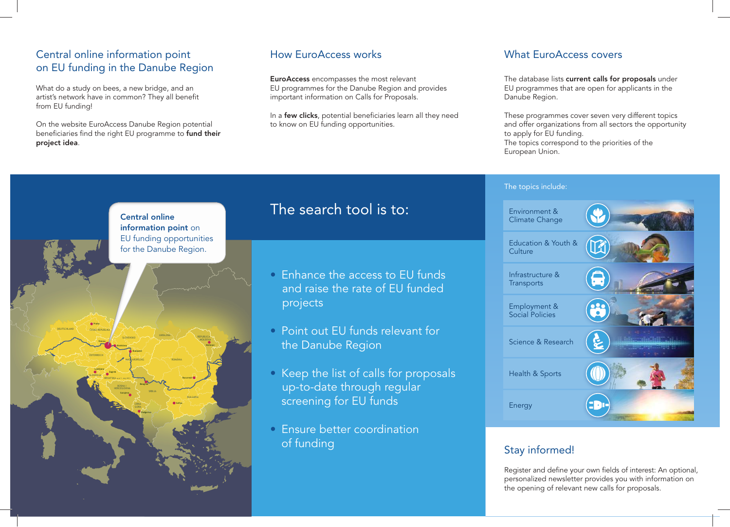## Central online information point on EU funding in the Danube Region

What do a study on bees, a new bridge, and an artist's network have in common? They all benefit from EU funding!

On the website EuroAccess Danube Region potential beneficiaries find the right EU programme to **fund their project idea**.

## How EuroAccess works

**EuroAccess** encompasses the most relevant EU programmes for the Danube Region and provides important information on Calls for Proposals.

In a **few clicks**, potential beneficiaries learn all they need to know on EU funding opportunities.

## What EuroAccess covers

The database lists **current calls for proposals** under EU programmes that are open for applicants in the Danube Region.

These programmes cover seven very different topics and offer organizations from all sectors the opportunity to apply for EU funding.
The topics correspond to the priorities of the European Union.

**Central online information point** on EU funding opportunities for the Danube Region.

## The search tool is to:

- Enhance the access to EU funds and raise the rate of EU funded projects
- Point out EU funds relevant for the Danube Region
- Keep the list of calls for proposals up-to-date through regular screening for EU funds
- Ensure better coordination of funding

The topics include:

- Environment & Climate Change
- Education & Youth & Culture
- Infrastructure & Transports
- Employment & Social Policies
- Science & Research
- Health & Sports
- Energy

## Stay informed!

Register and define your own fields of interest: An optional, personalized newsletter provides you with information on the opening of relevant new calls for proposals.